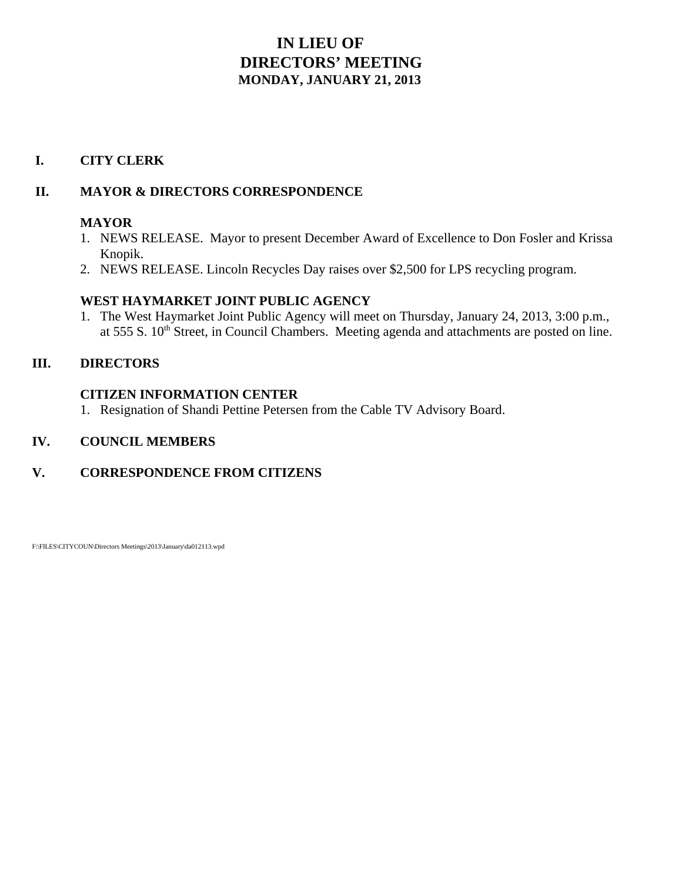# IN LIEU OF
# DIRECTORS' MEETING
### MONDAY, JANUARY 21, 2013

## I. CITY CLERK

## II. MAYOR & DIRECTORS CORRESPONDENCE

### MAYOR

1. NEWS RELEASE. Mayor to present December Award of Excellence to Don Fosler and Krissa Knopik.
2. NEWS RELEASE. Lincoln Recycles Day raises over $2,500 for LPS recycling program.

### WEST HAYMARKET JOINT PUBLIC AGENCY

1. The West Haymarket Joint Public Agency will meet on Thursday, January 24, 2013, 3:00 p.m., at 555 S. 10th Street, in Council Chambers. Meeting agenda and attachments are posted on line.

## III. DIRECTORS

### CITIZEN INFORMATION CENTER

1. Resignation of Shandi Pettine Petersen from the Cable TV Advisory Board.

## IV. COUNCIL MEMBERS

## V. CORRESPONDENCE FROM CITIZENS

F:\FILES\CITYCOUN\Directors Meetings\2013\January\da012113.wpd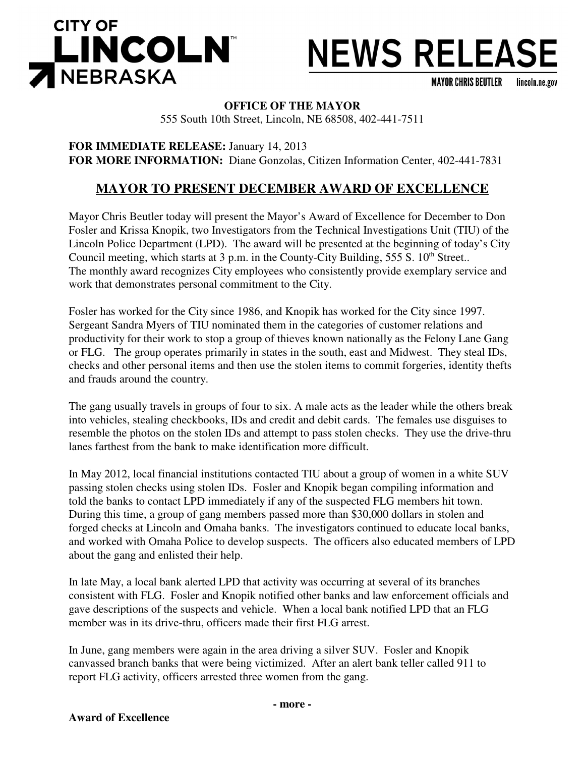**CITY OF LINCOLN NEBRASKA**

# NEWS RELEASE

MAYOR CHRIS BEUTLER lincoln.ne.gov

**OFFICE OF THE MAYOR**
555 South 10th Street, Lincoln, NE 68508, 402-441-7511

**FOR IMMEDIATE RELEASE:** January 14, 2013
**FOR MORE INFORMATION:** Diane Gonzolas, Citizen Information Center, 402-441-7831

## MAYOR TO PRESENT DECEMBER AWARD OF EXCELLENCE

Mayor Chris Beutler today will present the Mayor's Award of Excellence for December to Don Fosler and Krissa Knopik, two Investigators from the Technical Investigations Unit (TIU) of the Lincoln Police Department (LPD). The award will be presented at the beginning of today's City Council meeting, which starts at 3 p.m. in the County-City Building, 555 S. 10th Street.. The monthly award recognizes City employees who consistently provide exemplary service and work that demonstrates personal commitment to the City.

Fosler has worked for the City since 1986, and Knopik has worked for the City since 1997. Sergeant Sandra Myers of TIU nominated them in the categories of customer relations and productivity for their work to stop a group of thieves known nationally as the Felony Lane Gang or FLG. The group operates primarily in states in the south, east and Midwest. They steal IDs, checks and other personal items and then use the stolen items to commit forgeries, identity thefts and frauds around the country.

The gang usually travels in groups of four to six. A male acts as the leader while the others break into vehicles, stealing checkbooks, IDs and credit and debit cards. The females use disguises to resemble the photos on the stolen IDs and attempt to pass stolen checks. They use the drive-thru lanes farthest from the bank to make identification more difficult.

In May 2012, local financial institutions contacted TIU about a group of women in a white SUV passing stolen checks using stolen IDs. Fosler and Knopik began compiling information and told the banks to contact LPD immediately if any of the suspected FLG members hit town. During this time, a group of gang members passed more than $30,000 dollars in stolen and forged checks at Lincoln and Omaha banks. The investigators continued to educate local banks, and worked with Omaha Police to develop suspects. The officers also educated members of LPD about the gang and enlisted their help.

In late May, a local bank alerted LPD that activity was occurring at several of its branches consistent with FLG. Fosler and Knopik notified other banks and law enforcement officials and gave descriptions of the suspects and vehicle. When a local bank notified LPD that an FLG member was in its drive-thru, officers made their first FLG arrest.

In June, gang members were again in the area driving a silver SUV. Fosler and Knopik canvassed branch banks that were being victimized. After an alert bank teller called 911 to report FLG activity, officers arrested three women from the gang.

**- more -**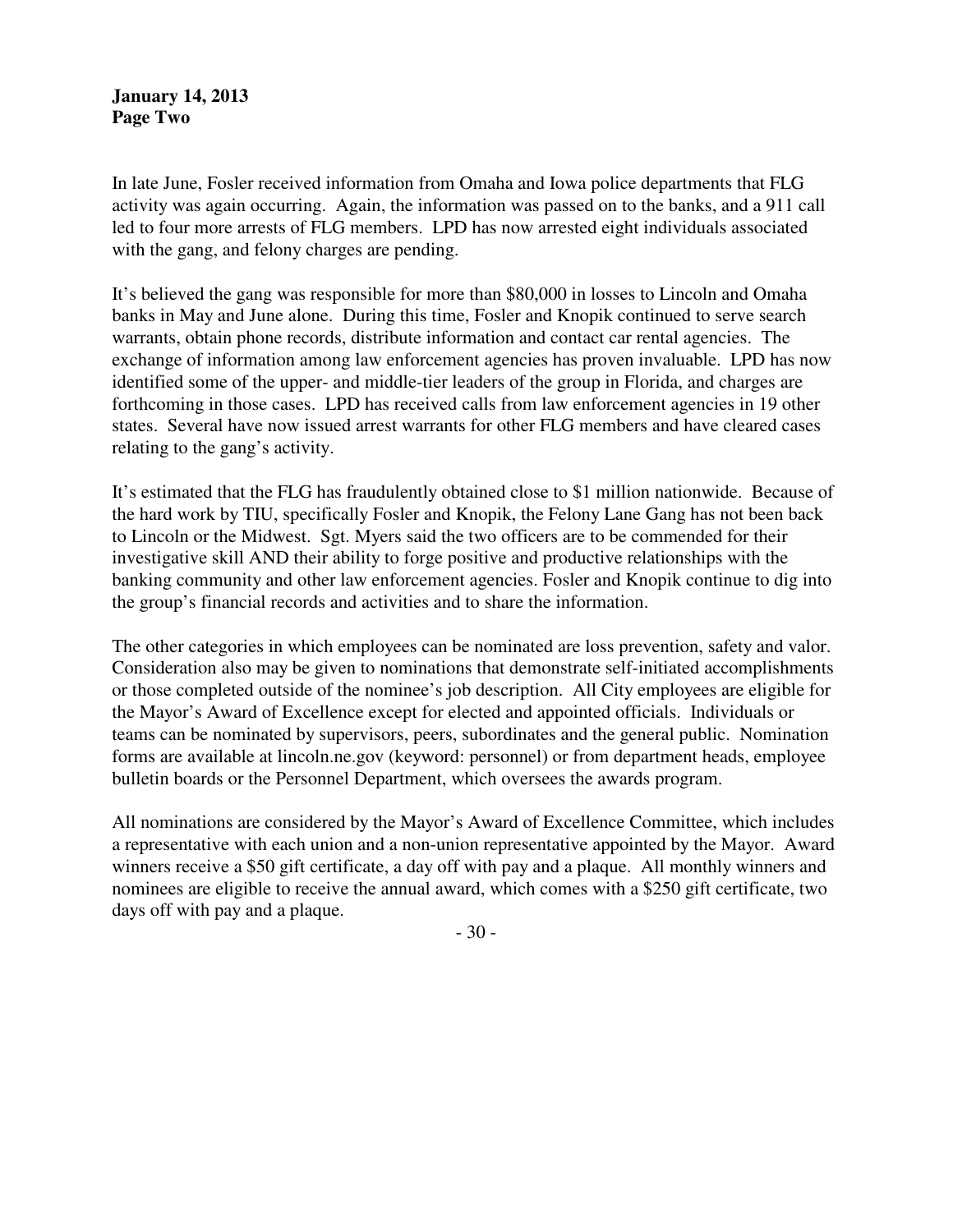**January 14, 2013**
**Page Two**

In late June, Fosler received information from Omaha and Iowa police departments that FLG activity was again occurring. Again, the information was passed on to the banks, and a 911 call led to four more arrests of FLG members. LPD has now arrested eight individuals associated with the gang, and felony charges are pending.

It's believed the gang was responsible for more than $80,000 in losses to Lincoln and Omaha banks in May and June alone. During this time, Fosler and Knopik continued to serve search warrants, obtain phone records, distribute information and contact car rental agencies. The exchange of information among law enforcement agencies has proven invaluable. LPD has now identified some of the upper- and middle-tier leaders of the group in Florida, and charges are forthcoming in those cases. LPD has received calls from law enforcement agencies in 19 other states. Several have now issued arrest warrants for other FLG members and have cleared cases relating to the gang's activity.

It's estimated that the FLG has fraudulently obtained close to $1 million nationwide. Because of the hard work by TIU, specifically Fosler and Knopik, the Felony Lane Gang has not been back to Lincoln or the Midwest. Sgt. Myers said the two officers are to be commended for their investigative skill AND their ability to forge positive and productive relationships with the banking community and other law enforcement agencies. Fosler and Knopik continue to dig into the group's financial records and activities and to share the information.

The other categories in which employees can be nominated are loss prevention, safety and valor. Consideration also may be given to nominations that demonstrate self-initiated accomplishments or those completed outside of the nominee's job description. All City employees are eligible for the Mayor's Award of Excellence except for elected and appointed officials. Individuals or teams can be nominated by supervisors, peers, subordinates and the general public. Nomination forms are available at lincoln.ne.gov (keyword: personnel) or from department heads, employee bulletin boards or the Personnel Department, which oversees the awards program.

All nominations are considered by the Mayor's Award of Excellence Committee, which includes a representative with each union and a non-union representative appointed by the Mayor. Award winners receive a $50 gift certificate, a day off with pay and a plaque. All monthly winners and nominees are eligible to receive the annual award, which comes with a $250 gift certificate, two days off with pay and a plaque.

- 30 -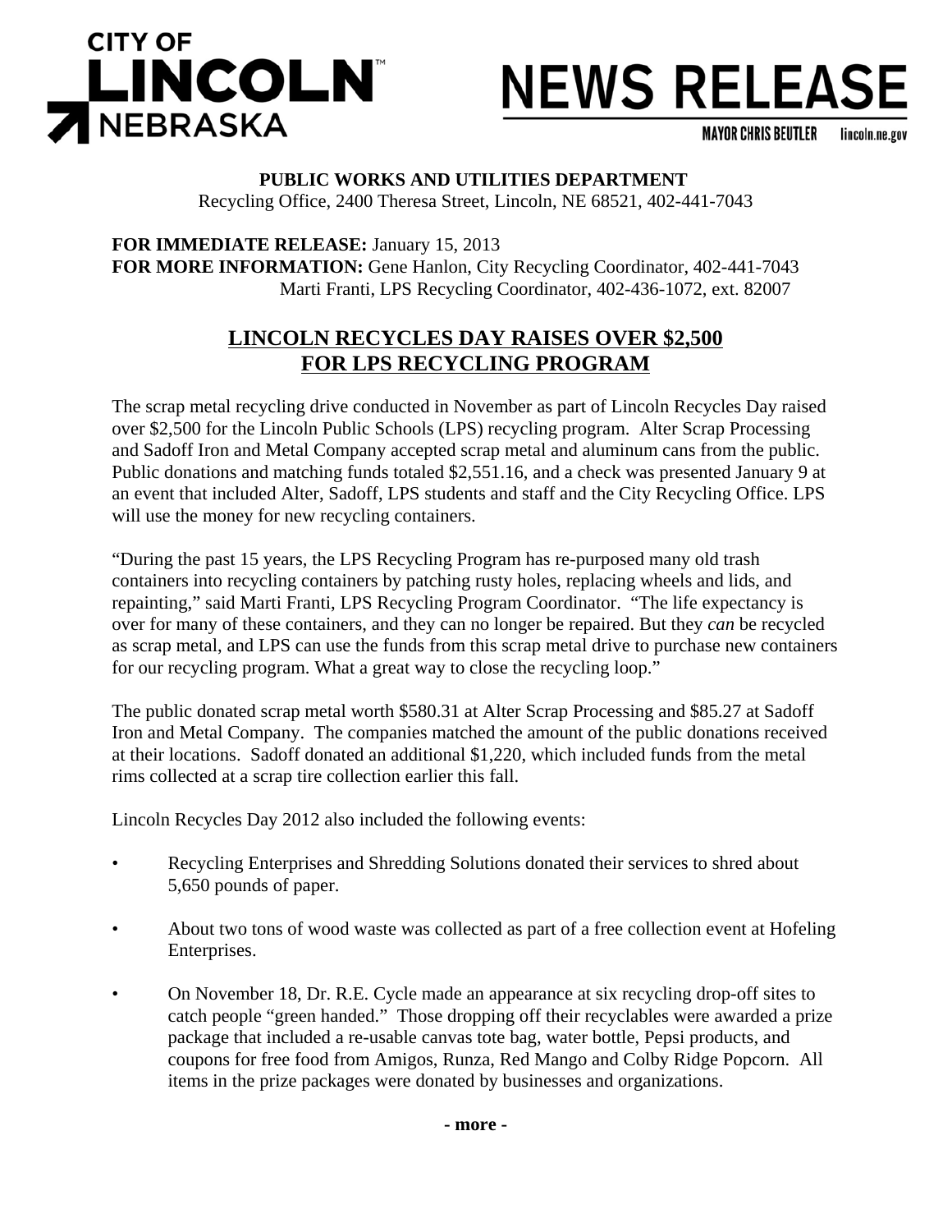**CITY OF LINCOLN NEBRASKA**

# NEWS RELEASE

MAYOR CHRIS BEUTLER lincoln.ne.gov

**PUBLIC WORKS AND UTILITIES DEPARTMENT**
Recycling Office, 2400 Theresa Street, Lincoln, NE 68521, 402-441-7043

**FOR IMMEDIATE RELEASE:** January 15, 2013
**FOR MORE INFORMATION:** Gene Hanlon, City Recycling Coordinator, 402-441-7043
Marti Franti, LPS Recycling Coordinator, 402-436-1072, ext. 82007

## LINCOLN RECYCLES DAY RAISES OVER $2,500 FOR LPS RECYCLING PROGRAM

The scrap metal recycling drive conducted in November as part of Lincoln Recycles Day raised over $2,500 for the Lincoln Public Schools (LPS) recycling program. Alter Scrap Processing and Sadoff Iron and Metal Company accepted scrap metal and aluminum cans from the public. Public donations and matching funds totaled $2,551.16, and a check was presented January 9 at an event that included Alter, Sadoff, LPS students and staff and the City Recycling Office. LPS will use the money for new recycling containers.

"During the past 15 years, the LPS Recycling Program has re-purposed many old trash containers into recycling containers by patching rusty holes, replacing wheels and lids, and repainting," said Marti Franti, LPS Recycling Program Coordinator. "The life expectancy is over for many of these containers, and they can no longer be repaired. But they *can* be recycled as scrap metal, and LPS can use the funds from this scrap metal drive to purchase new containers for our recycling program. What a great way to close the recycling loop."

The public donated scrap metal worth $580.31 at Alter Scrap Processing and $85.27 at Sadoff Iron and Metal Company. The companies matched the amount of the public donations received at their locations. Sadoff donated an additional $1,220, which included funds from the metal rims collected at a scrap tire collection earlier this fall.

Lincoln Recycles Day 2012 also included the following events:

- Recycling Enterprises and Shredding Solutions donated their services to shred about 5,650 pounds of paper.
- About two tons of wood waste was collected as part of a free collection event at Hofeling Enterprises.
- On November 18, Dr. R.E. Cycle made an appearance at six recycling drop-off sites to catch people "green handed." Those dropping off their recyclables were awarded a prize package that included a re-usable canvas tote bag, water bottle, Pepsi products, and coupons for free food from Amigos, Runza, Red Mango and Colby Ridge Popcorn. All items in the prize packages were donated by businesses and organizations.

**- more -**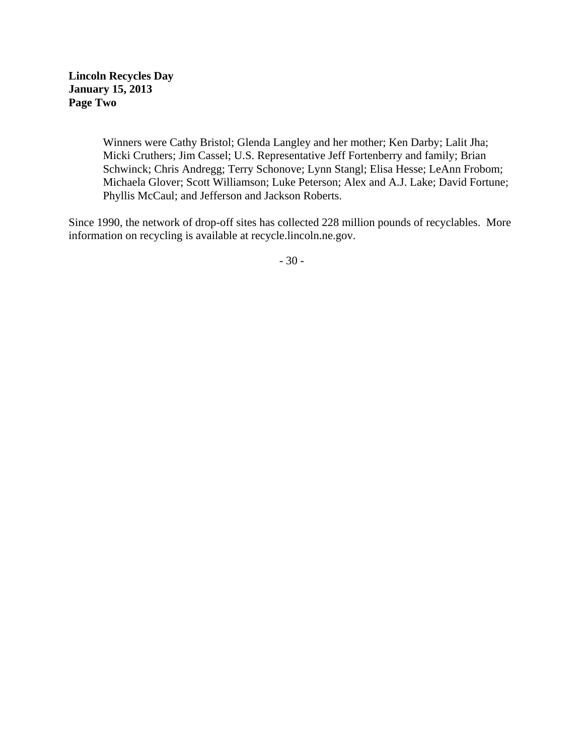Winners were Cathy Bristol; Glenda Langley and her mother; Ken Darby; Lalit Jha; Micki Cruthers; Jim Cassel; U.S. Representative Jeff Fortenberry and family; Brian Schwinck; Chris Andregg; Terry Schonove; Lynn Stangl; Elisa Hesse; LeAnn Frobom; Michaela Glover; Scott Williamson; Luke Peterson; Alex and A.J. Lake; David Fortune; Phyllis McCaul; and Jefferson and Jackson Roberts.

Since 1990, the network of drop-off sites has collected 228 million pounds of recyclables. More information on recycling is available at recycle.lincoln.ne.gov.

- 30 -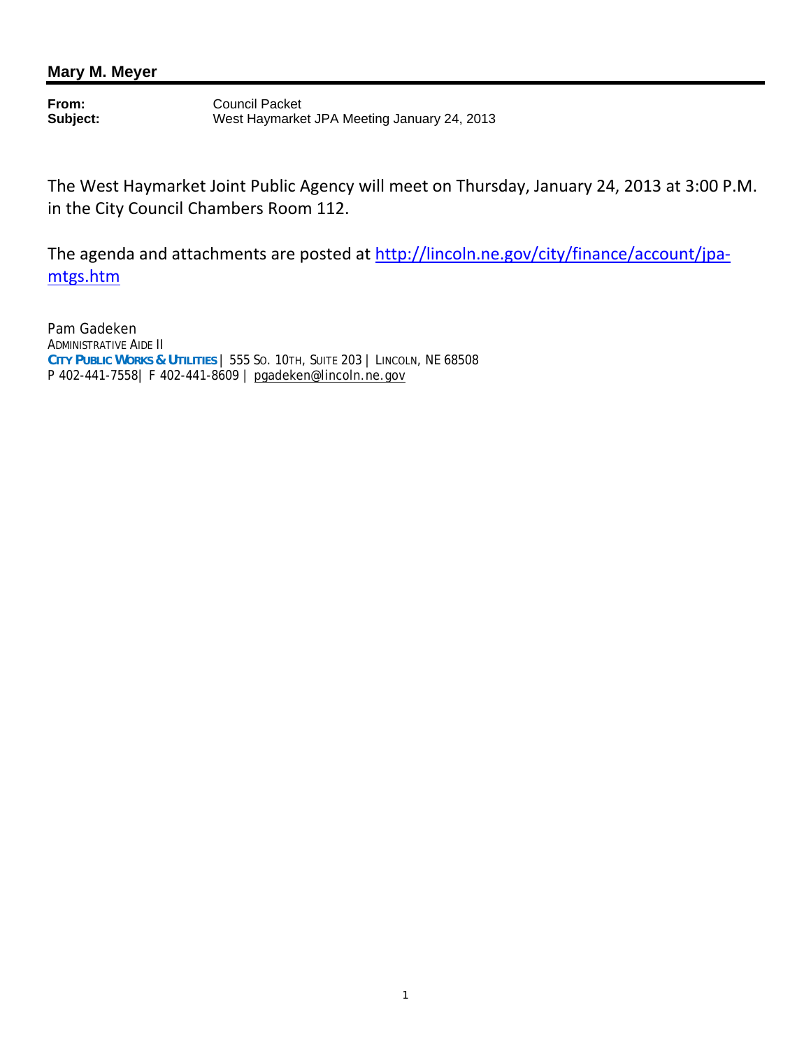**Mary M. Meyer**

---

**From:** Council Packet
**Subject:** West Haymarket JPA Meeting January 24, 2013

The West Haymarket Joint Public Agency will meet on Thursday, January 24, 2013 at 3:00 P.M. in the City Council Chambers Room 112.

The agenda and attachments are posted at [http://lincoln.ne.gov/city/finance/account/jpa-mtgs.htm](http://lincoln.ne.gov/city/finance/account/jpa-mtgs.htm)

Pam Gadeken
ADMINISTRATIVE AIDE II
**CITY PUBLIC WORKS & UTILITIES** | 555 SO. 10TH, SUITE 203 | LINCOLN, NE 68508
P 402-441-7558| F 402-441-8609 | pgadeken@lincoln.ne.gov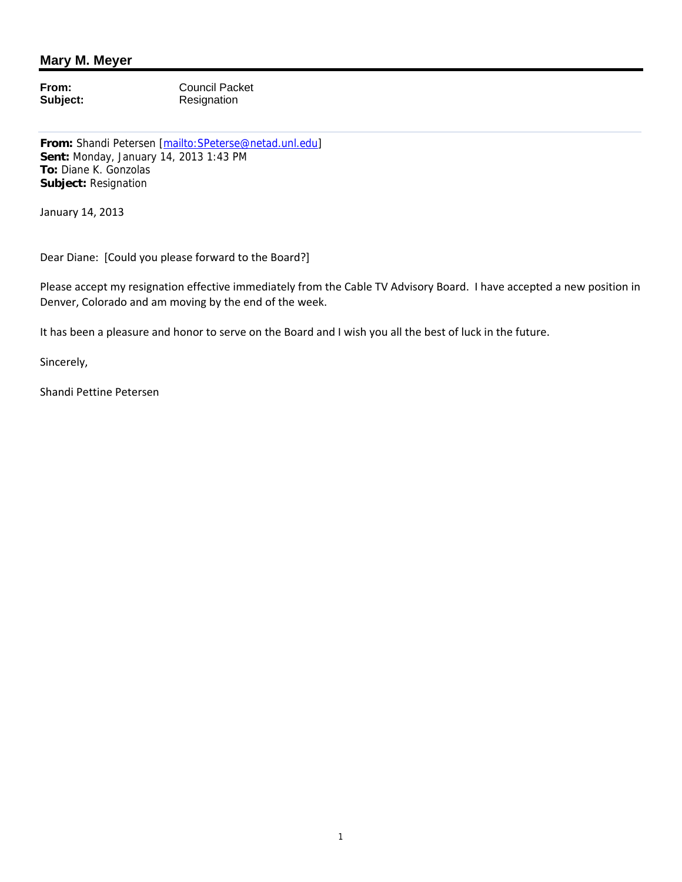## Mary M. Meyer

**From:** Council Packet
**Subject:** Resignation

---

**From:** Shandi Petersen [mailto:SPeterse@netad.unl.edu]
**Sent:** Monday, January 14, 2013 1:43 PM
**To:** Diane K. Gonzolas
**Subject:** Resignation

January 14, 2013

Dear Diane: [Could you please forward to the Board?]

Please accept my resignation effective immediately from the Cable TV Advisory Board. I have accepted a new position in Denver, Colorado and am moving by the end of the week.

It has been a pleasure and honor to serve on the Board and I wish you all the best of luck in the future.

Sincerely,

Shandi Pettine Petersen